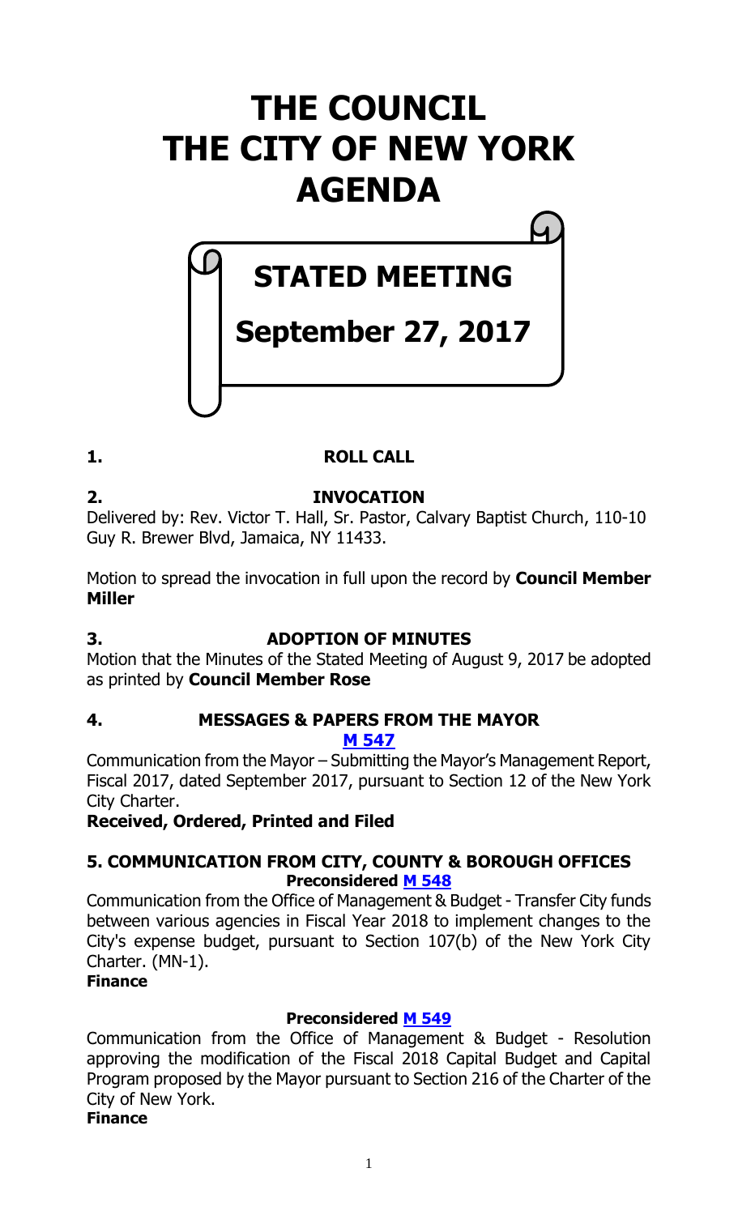# THE COUNCIL
# THE CITY OF NEW YORK
# AGENDA

## STATED MEETING

## September 27, 2017

### 1. ROLL CALL

### 2. INVOCATION

Delivered by: Rev. Victor T. Hall, Sr. Pastor, Calvary Baptist Church, 110-10 Guy R. Brewer Blvd, Jamaica, NY 11433.

Motion to spread the invocation in full upon the record by **Council Member Miller**

### 3. ADOPTION OF MINUTES

Motion that the Minutes of the Stated Meeting of August 9, 2017 be adopted as printed by **Council Member Rose**

### 4. MESSAGES & PAPERS FROM THE MAYOR

**M 547**

Communication from the Mayor – Submitting the Mayor's Management Report, Fiscal 2017, dated September 2017, pursuant to Section 12 of the New York City Charter.

**Received, Ordered, Printed and Filed**

### 5. COMMUNICATION FROM CITY, COUNTY & BOROUGH OFFICES

**Preconsidered M 548**

Communication from the Office of Management & Budget - Transfer City funds between various agencies in Fiscal Year 2018 to implement changes to the City's expense budget, pursuant to Section 107(b) of the New York City Charter. (MN-1).

**Finance**

**Preconsidered M 549**

Communication from the Office of Management & Budget - Resolution approving the modification of the Fiscal 2018 Capital Budget and Capital Program proposed by the Mayor pursuant to Section 216 of the Charter of the City of New York.

**Finance**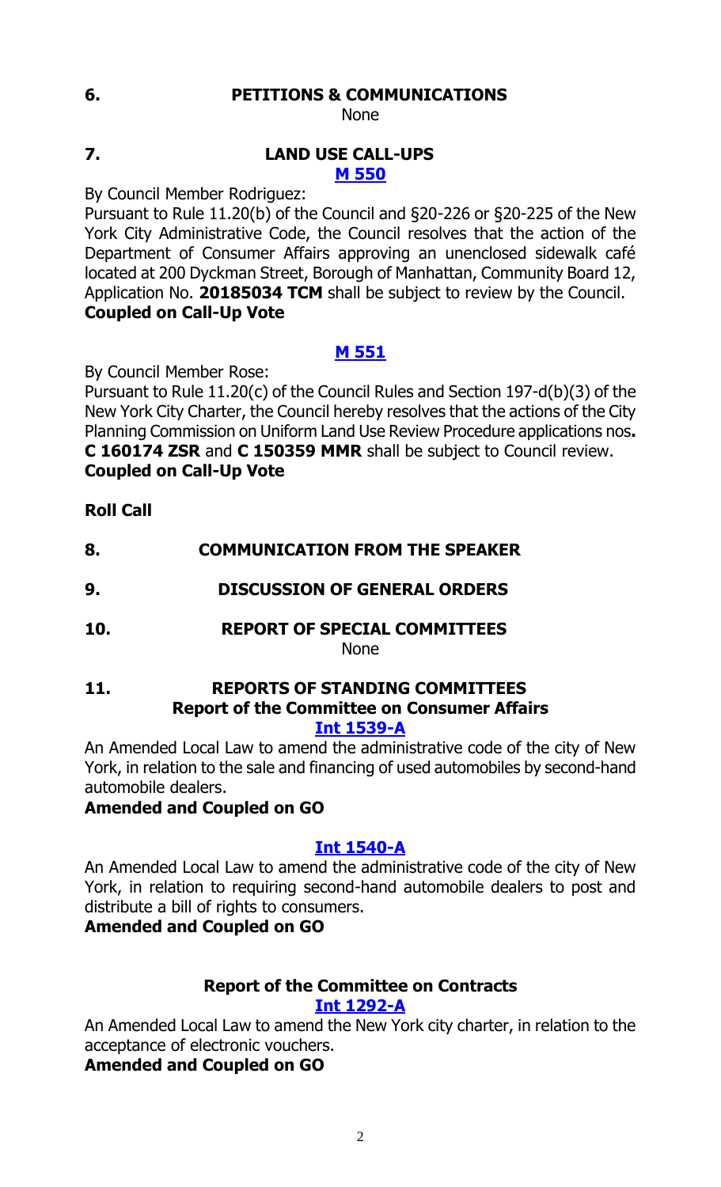## 6. PETITIONS & COMMUNICATIONS

None

## 7. LAND USE CALL-UPS

**M 550**

By Council Member Rodriguez:

Pursuant to Rule 11.20(b) of the Council and §20-226 or §20-225 of the New York City Administrative Code, the Council resolves that the action of the Department of Consumer Affairs approving an unenclosed sidewalk café located at 200 Dyckman Street, Borough of Manhattan, Community Board 12, Application No. **20185034 TCM** shall be subject to review by the Council.

**Coupled on Call-Up Vote**

**M 551**

By Council Member Rose:

Pursuant to Rule 11.20(c) of the Council Rules and Section 197-d(b)(3) of the New York City Charter, the Council hereby resolves that the actions of the City Planning Commission on Uniform Land Use Review Procedure applications nos**.** **C 160174 ZSR** and **C 150359 MMR** shall be subject to Council review.

**Coupled on Call-Up Vote**

**Roll Call**

## 8. COMMUNICATION FROM THE SPEAKER

## 9. DISCUSSION OF GENERAL ORDERS

## 10. REPORT OF SPECIAL COMMITTEES

None

## 11. REPORTS OF STANDING COMMITTEES

### Report of the Committee on Consumer Affairs

**Int 1539-A**

An Amended Local Law to amend the administrative code of the city of New York, in relation to the sale and financing of used automobiles by second-hand automobile dealers.

**Amended and Coupled on GO**

**Int 1540-A**

An Amended Local Law to amend the administrative code of the city of New York, in relation to requiring second-hand automobile dealers to post and distribute a bill of rights to consumers.

**Amended and Coupled on GO**

### Report of the Committee on Contracts

**Int 1292-A**

An Amended Local Law to amend the New York city charter, in relation to the acceptance of electronic vouchers.

**Amended and Coupled on GO**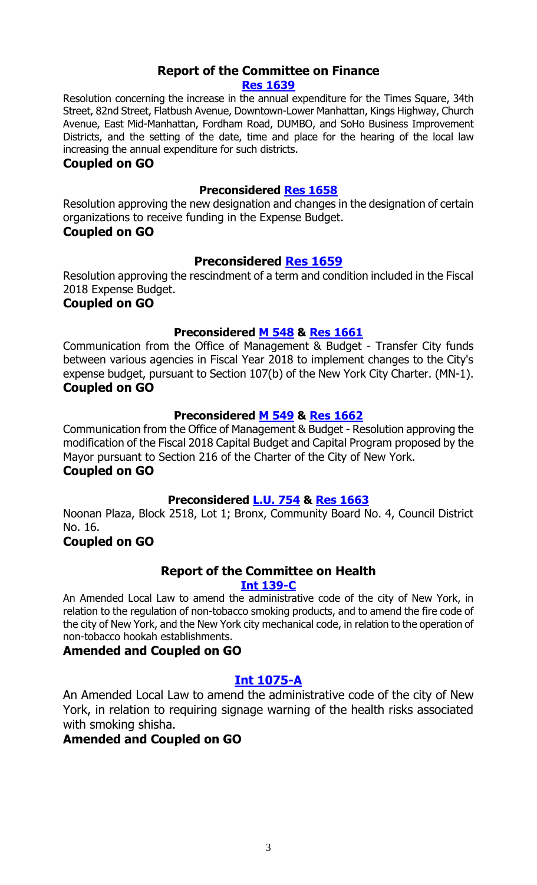## Report of the Committee on Finance

**Res 1639**

Resolution concerning the increase in the annual expenditure for the Times Square, 34th Street, 82nd Street, Flatbush Avenue, Downtown-Lower Manhattan, Kings Highway, Church Avenue, East Mid-Manhattan, Fordham Road, DUMBO, and SoHo Business Improvement Districts, and the setting of the date, time and place for the hearing of the local law increasing the annual expenditure for such districts.

**Coupled on GO**

**Preconsidered Res 1658**

Resolution approving the new designation and changes in the designation of certain organizations to receive funding in the Expense Budget.

**Coupled on GO**

**Preconsidered Res 1659**

Resolution approving the rescindment of a term and condition included in the Fiscal 2018 Expense Budget.

**Coupled on GO**

**Preconsidered M 548 & Res 1661**

Communication from the Office of Management & Budget - Transfer City funds between various agencies in Fiscal Year 2018 to implement changes to the City's expense budget, pursuant to Section 107(b) of the New York City Charter. (MN-1).

**Coupled on GO**

**Preconsidered M 549 & Res 1662**

Communication from the Office of Management & Budget - Resolution approving the modification of the Fiscal 2018 Capital Budget and Capital Program proposed by the Mayor pursuant to Section 216 of the Charter of the City of New York.

**Coupled on GO**

**Preconsidered L.U. 754 & Res 1663**

Noonan Plaza, Block 2518, Lot 1; Bronx, Community Board No. 4, Council District No. 16.

**Coupled on GO**

## Report of the Committee on Health

**Int 139-C**

An Amended Local Law to amend the administrative code of the city of New York, in relation to the regulation of non-tobacco smoking products, and to amend the fire code of the city of New York, and the New York city mechanical code, in relation to the operation of non-tobacco hookah establishments.

**Amended and Coupled on GO**

**Int 1075-A**

An Amended Local Law to amend the administrative code of the city of New York, in relation to requiring signage warning of the health risks associated with smoking shisha.

**Amended and Coupled on GO**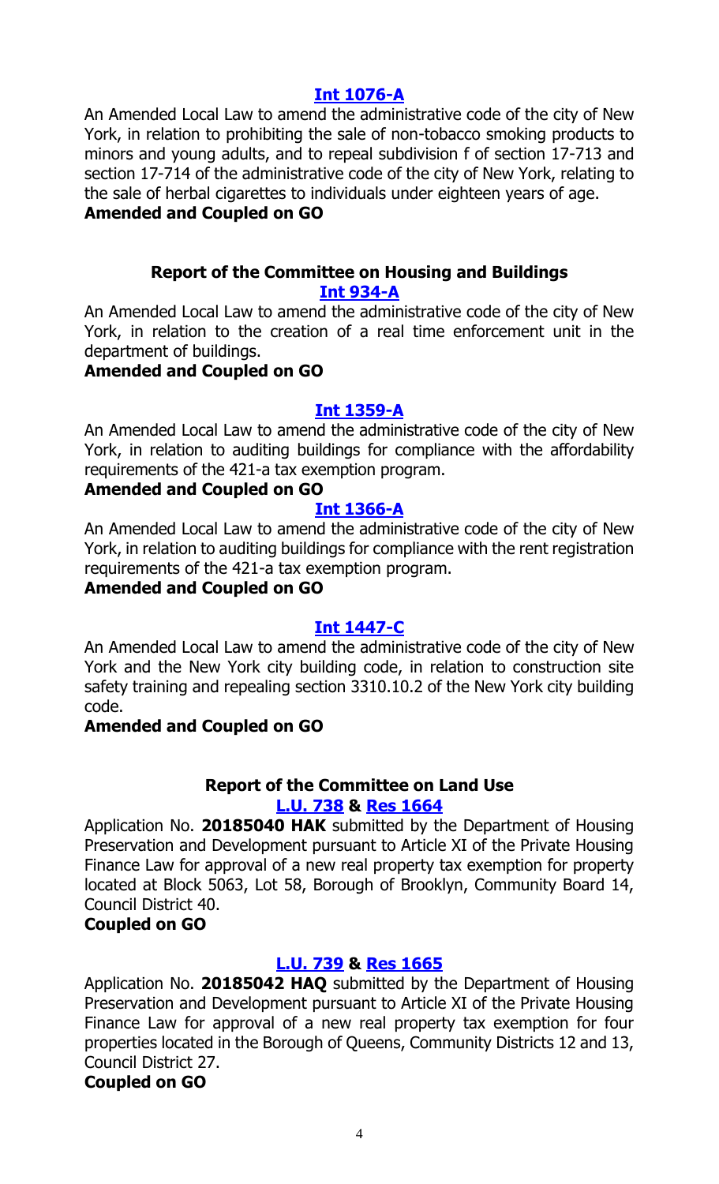**[Int 1076-A](#)**

An Amended Local Law to amend the administrative code of the city of New York, in relation to prohibiting the sale of non-tobacco smoking products to minors and young adults, and to repeal subdivision f of section 17-713 and section 17-714 of the administrative code of the city of New York, relating to the sale of herbal cigarettes to individuals under eighteen years of age.

**Amended and Coupled on GO**

### Report of the Committee on Housing and Buildings

**[Int 934-A](#)**

An Amended Local Law to amend the administrative code of the city of New York, in relation to the creation of a real time enforcement unit in the department of buildings.

**Amended and Coupled on GO**

**[Int 1359-A](#)**

An Amended Local Law to amend the administrative code of the city of New York, in relation to auditing buildings for compliance with the affordability requirements of the 421-a tax exemption program.

**Amended and Coupled on GO**

**[Int 1366-A](#)**

An Amended Local Law to amend the administrative code of the city of New York, in relation to auditing buildings for compliance with the rent registration requirements of the 421-a tax exemption program.

**Amended and Coupled on GO**

**[Int 1447-C](#)**

An Amended Local Law to amend the administrative code of the city of New York and the New York city building code, in relation to construction site safety training and repealing section 3310.10.2 of the New York city building code.

**Amended and Coupled on GO**

### Report of the Committee on Land Use

**[L.U. 738](#) & [Res 1664](#)**

Application No. **20185040 HAK** submitted by the Department of Housing Preservation and Development pursuant to Article XI of the Private Housing Finance Law for approval of a new real property tax exemption for property located at Block 5063, Lot 58, Borough of Brooklyn, Community Board 14, Council District 40.

**Coupled on GO**

**[L.U. 739](#) & [Res 1665](#)**

Application No. **20185042 HAQ** submitted by the Department of Housing Preservation and Development pursuant to Article XI of the Private Housing Finance Law for approval of a new real property tax exemption for four properties located in the Borough of Queens, Community Districts 12 and 13, Council District 27.

**Coupled on GO**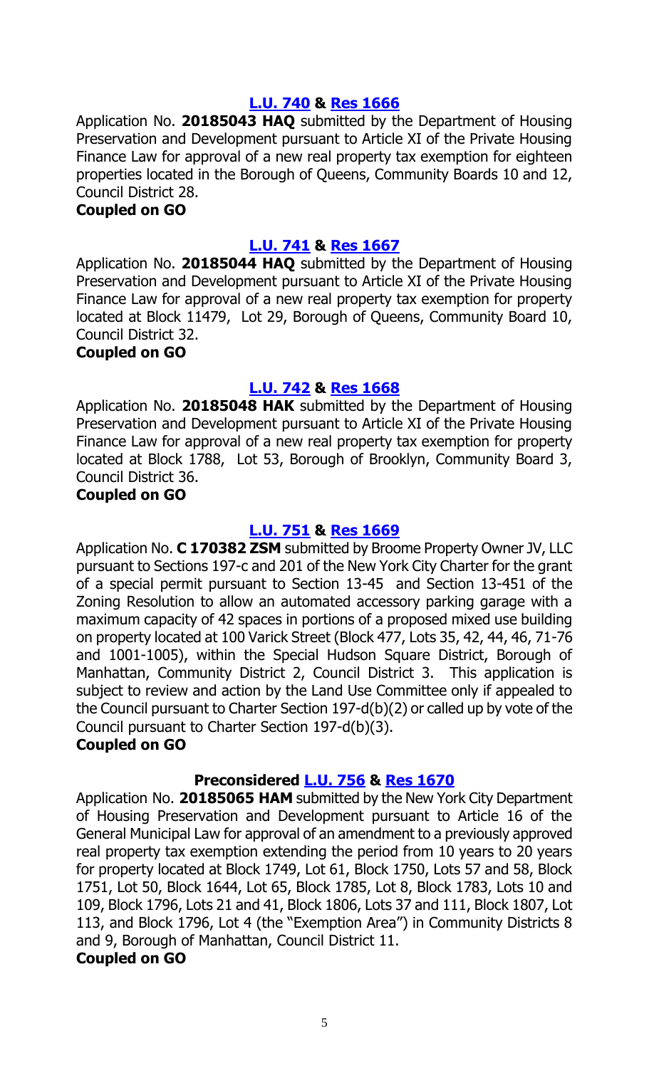**[L.U. 740](#) & [Res 1666](#)**

Application No. **20185043 HAQ** submitted by the Department of Housing Preservation and Development pursuant to Article XI of the Private Housing Finance Law for approval of a new real property tax exemption for eighteen properties located in the Borough of Queens, Community Boards 10 and 12, Council District 28.

**Coupled on GO**

**[L.U. 741](#) & [Res 1667](#)**

Application No. **20185044 HAQ** submitted by the Department of Housing Preservation and Development pursuant to Article XI of the Private Housing Finance Law for approval of a new real property tax exemption for property located at Block 11479, Lot 29, Borough of Queens, Community Board 10, Council District 32.

**Coupled on GO**

**[L.U. 742](#) & [Res 1668](#)**

Application No. **20185048 HAK** submitted by the Department of Housing Preservation and Development pursuant to Article XI of the Private Housing Finance Law for approval of a new real property tax exemption for property located at Block 1788, Lot 53, Borough of Brooklyn, Community Board 3, Council District 36.

**Coupled on GO**

**[L.U. 751](#) & [Res 1669](#)**

Application No. **C 170382 ZSM** submitted by Broome Property Owner JV, LLC pursuant to Sections 197-c and 201 of the New York City Charter for the grant of a special permit pursuant to Section 13-45 and Section 13-451 of the Zoning Resolution to allow an automated accessory parking garage with a maximum capacity of 42 spaces in portions of a proposed mixed use building on property located at 100 Varick Street (Block 477, Lots 35, 42, 44, 46, 71-76 and 1001-1005), within the Special Hudson Square District, Borough of Manhattan, Community District 2, Council District 3. This application is subject to review and action by the Land Use Committee only if appealed to the Council pursuant to Charter Section 197-d(b)(2) or called up by vote of the Council pursuant to Charter Section 197-d(b)(3).

**Coupled on GO**

**Preconsidered [L.U. 756](#) & [Res 1670](#)**

Application No. **20185065 HAM** submitted by the New York City Department of Housing Preservation and Development pursuant to Article 16 of the General Municipal Law for approval of an amendment to a previously approved real property tax exemption extending the period from 10 years to 20 years for property located at Block 1749, Lot 61, Block 1750, Lots 57 and 58, Block 1751, Lot 50, Block 1644, Lot 65, Block 1785, Lot 8, Block 1783, Lots 10 and 109, Block 1796, Lots 21 and 41, Block 1806, Lots 37 and 111, Block 1807, Lot 113, and Block 1796, Lot 4 (the "Exemption Area") in Community Districts 8 and 9, Borough of Manhattan, Council District 11.

**Coupled on GO**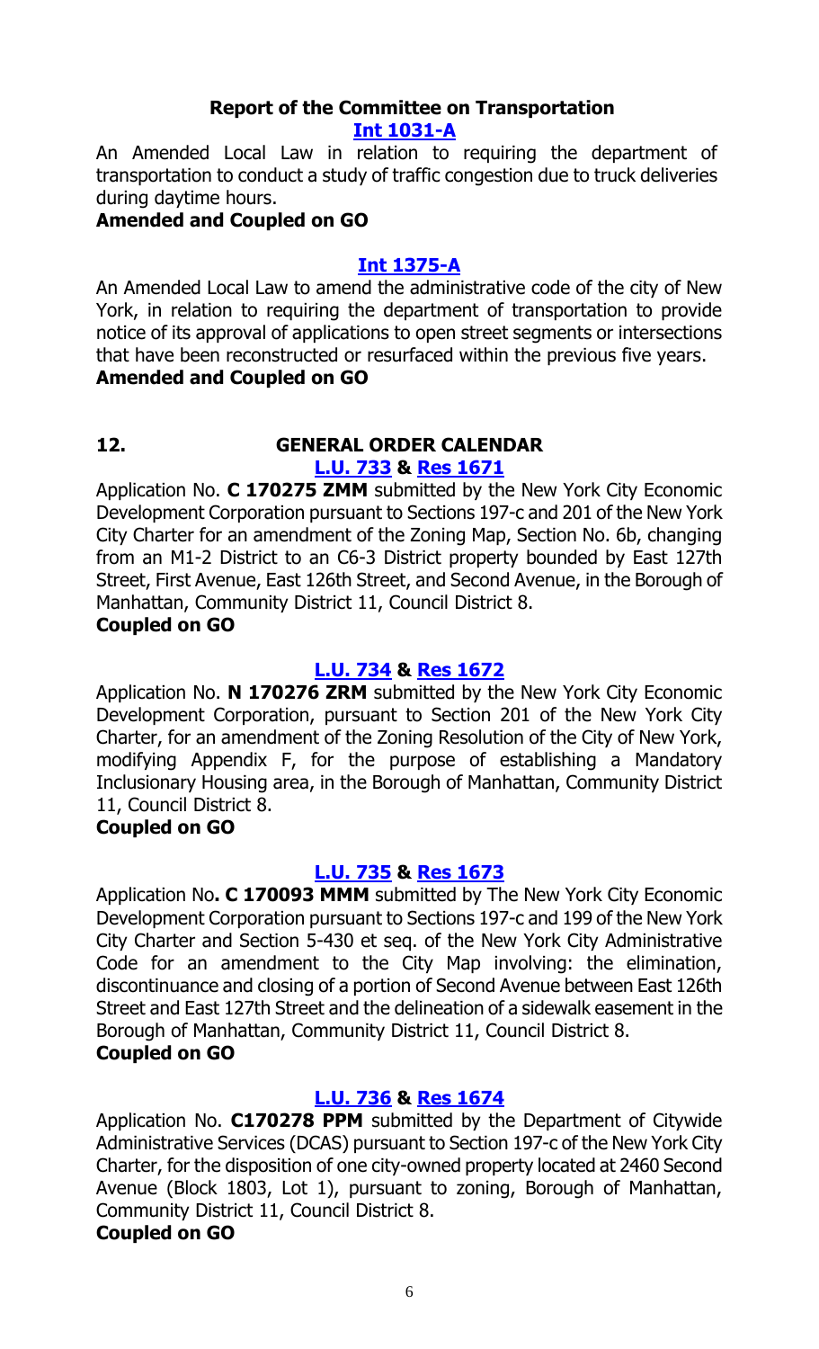### Report of the Committee on Transportation

**[Int 1031-A]**

An Amended Local Law in relation to requiring the department of transportation to conduct a study of traffic congestion due to truck deliveries during daytime hours.

**Amended and Coupled on GO**

**[Int 1375-A]**

An Amended Local Law to amend the administrative code of the city of New York, in relation to requiring the department of transportation to provide notice of its approval of applications to open street segments or intersections that have been reconstructed or resurfaced within the previous five years.

**Amended and Coupled on GO**

## 12. GENERAL ORDER CALENDAR

**[L.U. 733] & [Res 1671]**

Application No. **C 170275 ZMM** submitted by the New York City Economic Development Corporation pursuant to Sections 197-c and 201 of the New York City Charter for an amendment of the Zoning Map, Section No. 6b, changing from an M1-2 District to an C6-3 District property bounded by East 127th Street, First Avenue, East 126th Street, and Second Avenue, in the Borough of Manhattan, Community District 11, Council District 8.

**Coupled on GO**

**[L.U. 734] & [Res 1672]**

Application No. **N 170276 ZRM** submitted by the New York City Economic Development Corporation, pursuant to Section 201 of the New York City Charter, for an amendment of the Zoning Resolution of the City of New York, modifying Appendix F, for the purpose of establishing a Mandatory Inclusionary Housing area, in the Borough of Manhattan, Community District 11, Council District 8.

**Coupled on GO**

**[L.U. 735] & [Res 1673]**

Application No**. C 170093 MMM** submitted by The New York City Economic Development Corporation pursuant to Sections 197-c and 199 of the New York City Charter and Section 5-430 et seq. of the New York City Administrative Code for an amendment to the City Map involving: the elimination, discontinuance and closing of a portion of Second Avenue between East 126th Street and East 127th Street and the delineation of a sidewalk easement in the Borough of Manhattan, Community District 11, Council District 8.

**Coupled on GO**

**[L.U. 736] & [Res 1674]**

Application No. **C170278 PPM** submitted by the Department of Citywide Administrative Services (DCAS) pursuant to Section 197-c of the New York City Charter, for the disposition of one city-owned property located at 2460 Second Avenue (Block 1803, Lot 1), pursuant to zoning, Borough of Manhattan, Community District 11, Council District 8.

**Coupled on GO**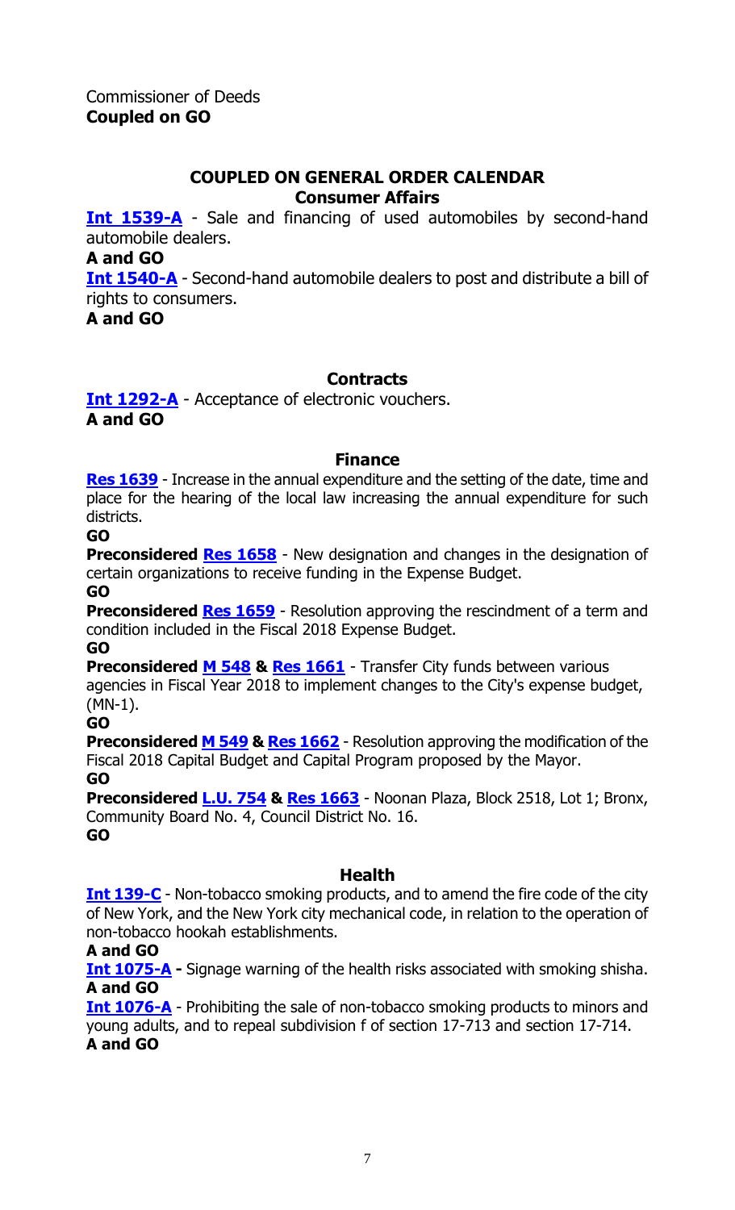Commissioner of Deeds
**Coupled on GO**

## COUPLED ON GENERAL ORDER CALENDAR

### Consumer Affairs

**Int 1539-A** - Sale and financing of used automobiles by second-hand automobile dealers.
**A and GO**

**Int 1540-A** - Second-hand automobile dealers to post and distribute a bill of rights to consumers.
**A and GO**

### Contracts

**Int 1292-A** - Acceptance of electronic vouchers.
**A and GO**

### Finance

**Res 1639** - Increase in the annual expenditure and the setting of the date, time and place for the hearing of the local law increasing the annual expenditure for such districts.
**GO**

**Preconsidered Res 1658** - New designation and changes in the designation of certain organizations to receive funding in the Expense Budget.
**GO**

**Preconsidered Res 1659** - Resolution approving the rescindment of a term and condition included in the Fiscal 2018 Expense Budget.
**GO**

**Preconsidered M 548 & Res 1661** - Transfer City funds between various agencies in Fiscal Year 2018 to implement changes to the City's expense budget, (MN-1).
**GO**

**Preconsidered M 549 & Res 1662** - Resolution approving the modification of the Fiscal 2018 Capital Budget and Capital Program proposed by the Mayor.
**GO**

**Preconsidered L.U. 754 & Res 1663** - Noonan Plaza, Block 2518, Lot 1; Bronx, Community Board No. 4, Council District No. 16.
**GO**

### Health

**Int 139-C** - Non-tobacco smoking products, and to amend the fire code of the city of New York, and the New York city mechanical code, in relation to the operation of non-tobacco hookah establishments.
**A and GO**

**Int 1075-A -** Signage warning of the health risks associated with smoking shisha.
**A and GO**

**Int 1076-A** - Prohibiting the sale of non-tobacco smoking products to minors and young adults, and to repeal subdivision f of section 17-713 and section 17-714.
**A and GO**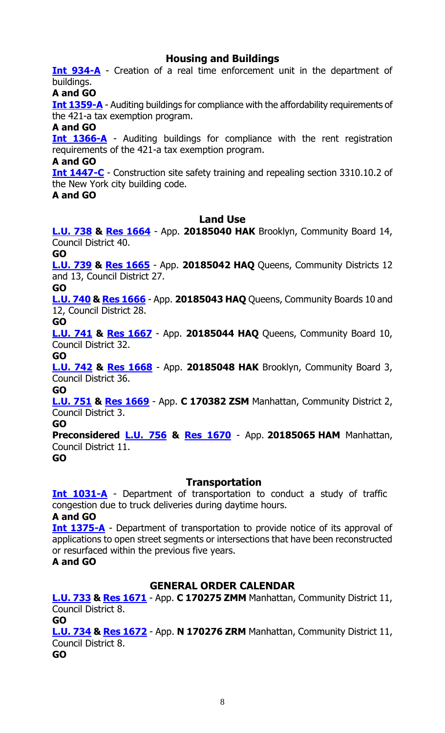## Housing and Buildings

**Int 934-A** - Creation of a real time enforcement unit in the department of buildings.

**A and GO**

**Int 1359-A** - Auditing buildings for compliance with the affordability requirements of the 421-a tax exemption program.

**A and GO**

**Int 1366-A** - Auditing buildings for compliance with the rent registration requirements of the 421-a tax exemption program.

**A and GO**

**Int 1447-C** - Construction site safety training and repealing section 3310.10.2 of the New York city building code.

**A and GO**

## Land Use

**L.U. 738 & Res 1664** - App. **20185040 HAK** Brooklyn, Community Board 14, Council District 40.

**GO**

**L.U. 739 & Res 1665** - App. **20185042 HAQ** Queens, Community Districts 12 and 13, Council District 27.

**GO**

**L.U. 740 & Res 1666** - App. **20185043 HAQ** Queens, Community Boards 10 and 12, Council District 28.

**GO**

**L.U. 741 & Res 1667** - App. **20185044 HAQ** Queens, Community Board 10, Council District 32.

**GO**

**L.U. 742 & Res 1668** - App. **20185048 HAK** Brooklyn, Community Board 3, Council District 36.

**GO**

**L.U. 751 & Res 1669** - App. **C 170382 ZSM** Manhattan, Community District 2, Council District 3.

**GO**

**Preconsidered L.U. 756 & Res 1670** - App. **20185065 HAM** Manhattan, Council District 11.

**GO**

## Transportation

**Int 1031-A** - Department of transportation to conduct a study of traffic congestion due to truck deliveries during daytime hours.

**A and GO**

**Int 1375-A** - Department of transportation to provide notice of its approval of applications to open street segments or intersections that have been reconstructed or resurfaced within the previous five years.

**A and GO**

## GENERAL ORDER CALENDAR

**L.U. 733 & Res 1671** - App. **C 170275 ZMM** Manhattan, Community District 11, Council District 8.

**GO**

**L.U. 734 & Res 1672** - App. **N 170276 ZRM** Manhattan, Community District 11, Council District 8.

**GO**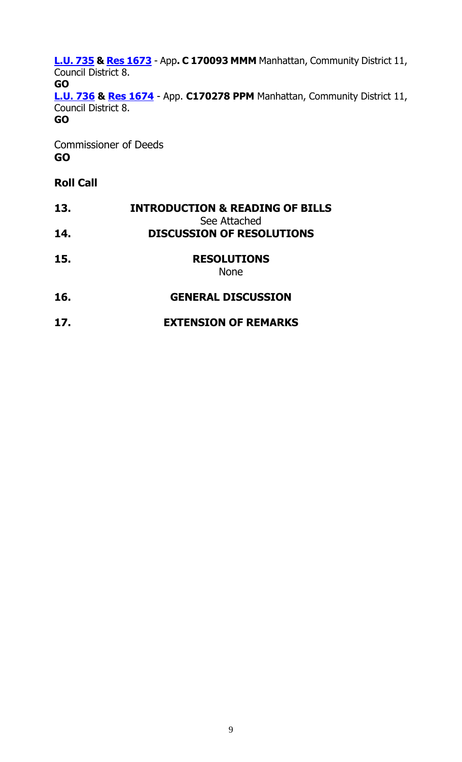**L.U. 735** **&** **Res 1673** - App**. C 170093 MMM** Manhattan, Community District 11, Council District 8.
**GO**

**L.U. 736** **&** **Res 1674** - App. **C170278 PPM** Manhattan, Community District 11, Council District 8.
**GO**

Commissioner of Deeds
**GO**

**Roll Call**

**13. INTRODUCTION & READING OF BILLS**

See Attached

**14. DISCUSSION OF RESOLUTIONS**

**15. RESOLUTIONS**

None

**16. GENERAL DISCUSSION**

**17. EXTENSION OF REMARKS**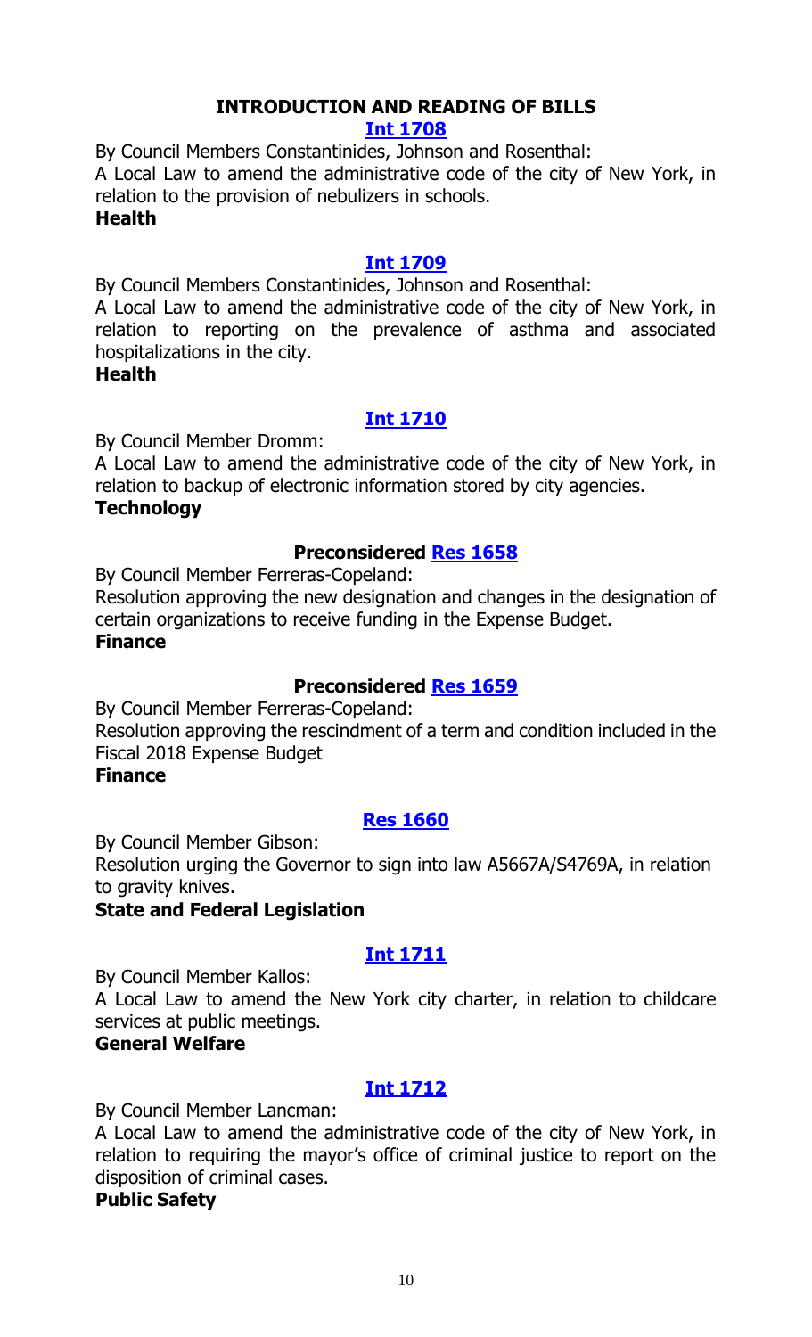## INTRODUCTION AND READING OF BILLS

### [Int 1708]

By Council Members Constantinides, Johnson and Rosenthal:

A Local Law to amend the administrative code of the city of New York, in relation to the provision of nebulizers in schools.

**Health**

### [Int 1709]

By Council Members Constantinides, Johnson and Rosenthal:

A Local Law to amend the administrative code of the city of New York, in relation to reporting on the prevalence of asthma and associated hospitalizations in the city.

**Health**

### [Int 1710]

By Council Member Dromm:

A Local Law to amend the administrative code of the city of New York, in relation to backup of electronic information stored by city agencies.

**Technology**

### Preconsidered [Res 1658]

By Council Member Ferreras-Copeland:

Resolution approving the new designation and changes in the designation of certain organizations to receive funding in the Expense Budget.

**Finance**

### Preconsidered [Res 1659]

By Council Member Ferreras-Copeland:

Resolution approving the rescindment of a term and condition included in the Fiscal 2018 Expense Budget

**Finance**

### [Res 1660]

By Council Member Gibson:

Resolution urging the Governor to sign into law A5667A/S4769A, in relation to gravity knives.

**State and Federal Legislation**

### [Int 1711]

By Council Member Kallos:

A Local Law to amend the New York city charter, in relation to childcare services at public meetings.

**General Welfare**

### [Int 1712]

By Council Member Lancman:

A Local Law to amend the administrative code of the city of New York, in relation to requiring the mayor's office of criminal justice to report on the disposition of criminal cases.

**Public Safety**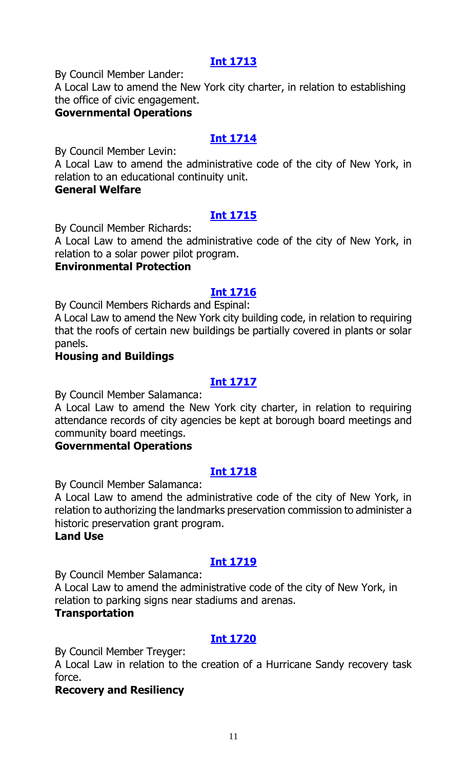## Int 1713

By Council Member Lander:

A Local Law to amend the New York city charter, in relation to establishing the office of civic engagement.

**Governmental Operations**

## Int 1714

By Council Member Levin:

A Local Law to amend the administrative code of the city of New York, in relation to an educational continuity unit.

**General Welfare**

## Int 1715

By Council Member Richards:

A Local Law to amend the administrative code of the city of New York, in relation to a solar power pilot program.

**Environmental Protection**

## Int 1716

By Council Members Richards and Espinal:

A Local Law to amend the New York city building code, in relation to requiring that the roofs of certain new buildings be partially covered in plants or solar panels.

**Housing and Buildings**

## Int 1717

By Council Member Salamanca:

A Local Law to amend the New York city charter, in relation to requiring attendance records of city agencies be kept at borough board meetings and community board meetings.

**Governmental Operations**

## Int 1718

By Council Member Salamanca:

A Local Law to amend the administrative code of the city of New York, in relation to authorizing the landmarks preservation commission to administer a historic preservation grant program.

**Land Use**

## Int 1719

By Council Member Salamanca:

A Local Law to amend the administrative code of the city of New York, in relation to parking signs near stadiums and arenas.

**Transportation**

## Int 1720

By Council Member Treyger:

A Local Law in relation to the creation of a Hurricane Sandy recovery task force.

**Recovery and Resiliency**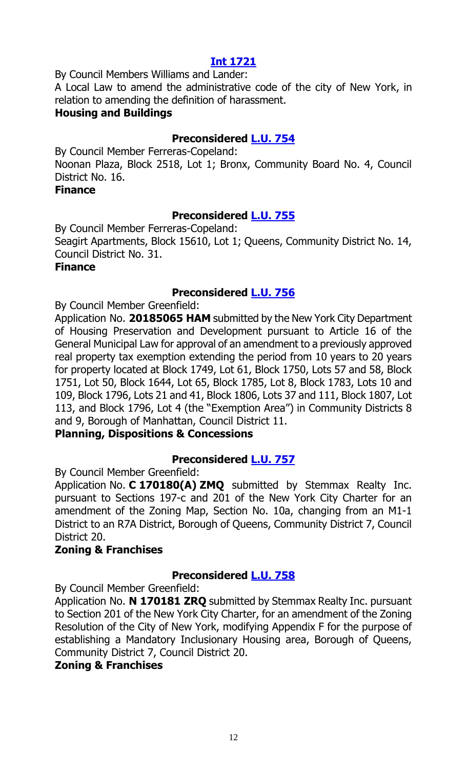**[Int 1721](#)**

By Council Members Williams and Lander:

A Local Law to amend the administrative code of the city of New York, in relation to amending the definition of harassment.

**Housing and Buildings**

**Preconsidered [L.U. 754](#)**

By Council Member Ferreras-Copeland:

Noonan Plaza, Block 2518, Lot 1; Bronx, Community Board No. 4, Council District No. 16.

**Finance**

**Preconsidered [L.U. 755](#)**

By Council Member Ferreras-Copeland:

Seagirt Apartments, Block 15610, Lot 1; Queens, Community District No. 14, Council District No. 31.

**Finance**

**Preconsidered [L.U. 756](#)**

By Council Member Greenfield:

Application No. **20185065 HAM** submitted by the New York City Department of Housing Preservation and Development pursuant to Article 16 of the General Municipal Law for approval of an amendment to a previously approved real property tax exemption extending the period from 10 years to 20 years for property located at Block 1749, Lot 61, Block 1750, Lots 57 and 58, Block 1751, Lot 50, Block 1644, Lot 65, Block 1785, Lot 8, Block 1783, Lots 10 and 109, Block 1796, Lots 21 and 41, Block 1806, Lots 37 and 111, Block 1807, Lot 113, and Block 1796, Lot 4 (the "Exemption Area") in Community Districts 8 and 9, Borough of Manhattan, Council District 11.

**Planning, Dispositions & Concessions**

**Preconsidered [L.U. 757](#)**

By Council Member Greenfield:

Application No. **C 170180(A) ZMQ** submitted by Stemmax Realty Inc. pursuant to Sections 197-c and 201 of the New York City Charter for an amendment of the Zoning Map, Section No. 10a, changing from an M1-1 District to an R7A District, Borough of Queens, Community District 7, Council District 20.

**Zoning & Franchises**

**Preconsidered [L.U. 758](#)**

By Council Member Greenfield:

Application No. **N 170181 ZRQ** submitted by Stemmax Realty Inc. pursuant to Section 201 of the New York City Charter, for an amendment of the Zoning Resolution of the City of New York, modifying Appendix F for the purpose of establishing a Mandatory Inclusionary Housing area, Borough of Queens, Community District 7, Council District 20.

**Zoning & Franchises**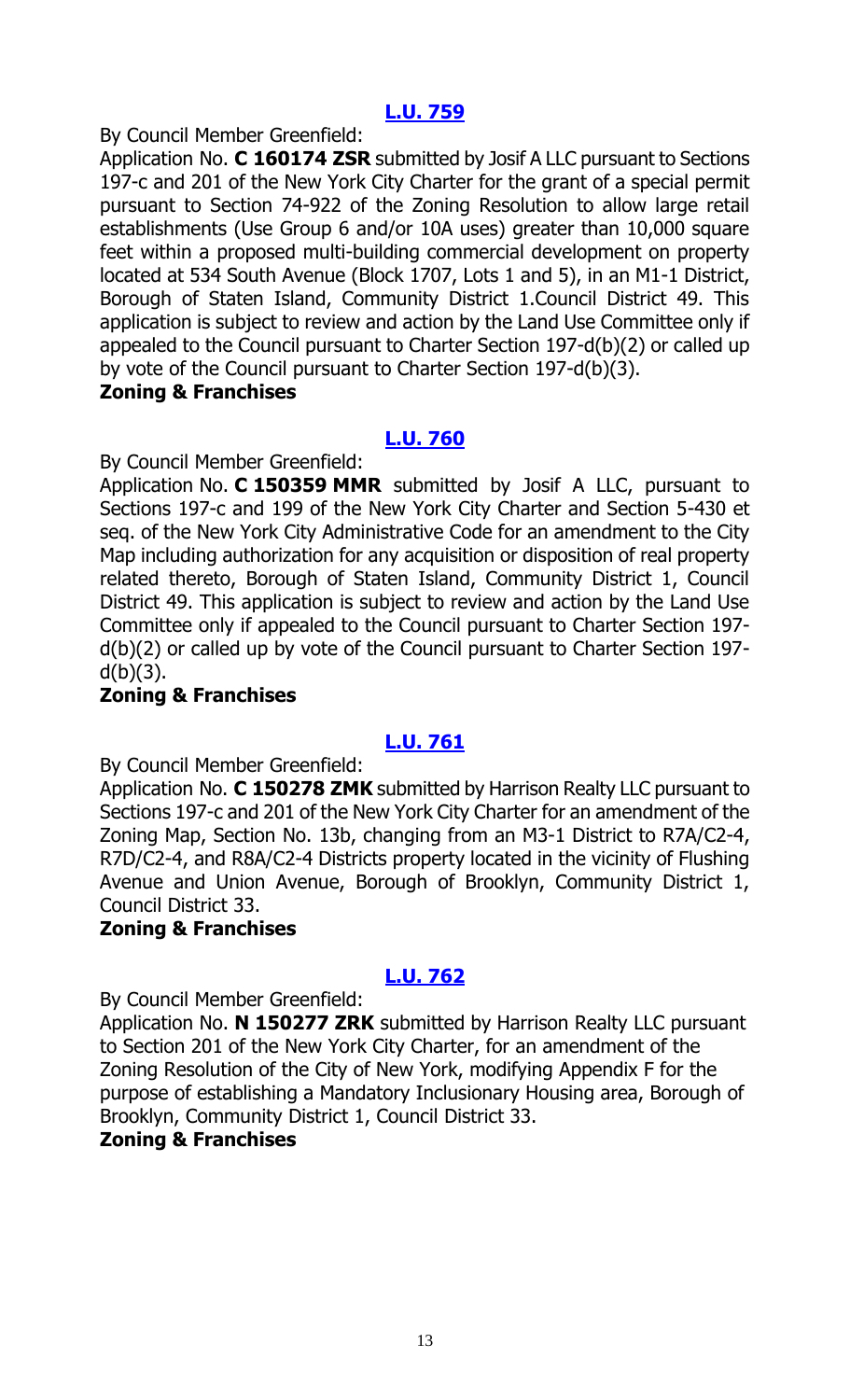## [L.U. 759](#)

By Council Member Greenfield:

Application No. **C 160174 ZSR** submitted by Josif A LLC pursuant to Sections 197-c and 201 of the New York City Charter for the grant of a special permit pursuant to Section 74-922 of the Zoning Resolution to allow large retail establishments (Use Group 6 and/or 10A uses) greater than 10,000 square feet within a proposed multi-building commercial development on property located at 534 South Avenue (Block 1707, Lots 1 and 5), in an M1-1 District, Borough of Staten Island, Community District 1.Council District 49. This application is subject to review and action by the Land Use Committee only if appealed to the Council pursuant to Charter Section 197-d(b)(2) or called up by vote of the Council pursuant to Charter Section 197-d(b)(3).

**Zoning & Franchises**

## [L.U. 760](#)

By Council Member Greenfield:

Application No. **C 150359 MMR** submitted by Josif A LLC, pursuant to Sections 197-c and 199 of the New York City Charter and Section 5-430 et seq. of the New York City Administrative Code for an amendment to the City Map including authorization for any acquisition or disposition of real property related thereto, Borough of Staten Island, Community District 1, Council District 49. This application is subject to review and action by the Land Use Committee only if appealed to the Council pursuant to Charter Section 197-d(b)(2) or called up by vote of the Council pursuant to Charter Section 197-d(b)(3).

**Zoning & Franchises**

## [L.U. 761](#)

By Council Member Greenfield:

Application No. **C 150278 ZMK** submitted by Harrison Realty LLC pursuant to Sections 197-c and 201 of the New York City Charter for an amendment of the Zoning Map, Section No. 13b, changing from an M3-1 District to R7A/C2-4, R7D/C2-4, and R8A/C2-4 Districts property located in the vicinity of Flushing Avenue and Union Avenue, Borough of Brooklyn, Community District 1, Council District 33.

**Zoning & Franchises**

## [L.U. 762](#)

By Council Member Greenfield:

Application No. **N 150277 ZRK** submitted by Harrison Realty LLC pursuant to Section 201 of the New York City Charter, for an amendment of the Zoning Resolution of the City of New York, modifying Appendix F for the purpose of establishing a Mandatory Inclusionary Housing area, Borough of Brooklyn, Community District 1, Council District 33.

**Zoning & Franchises**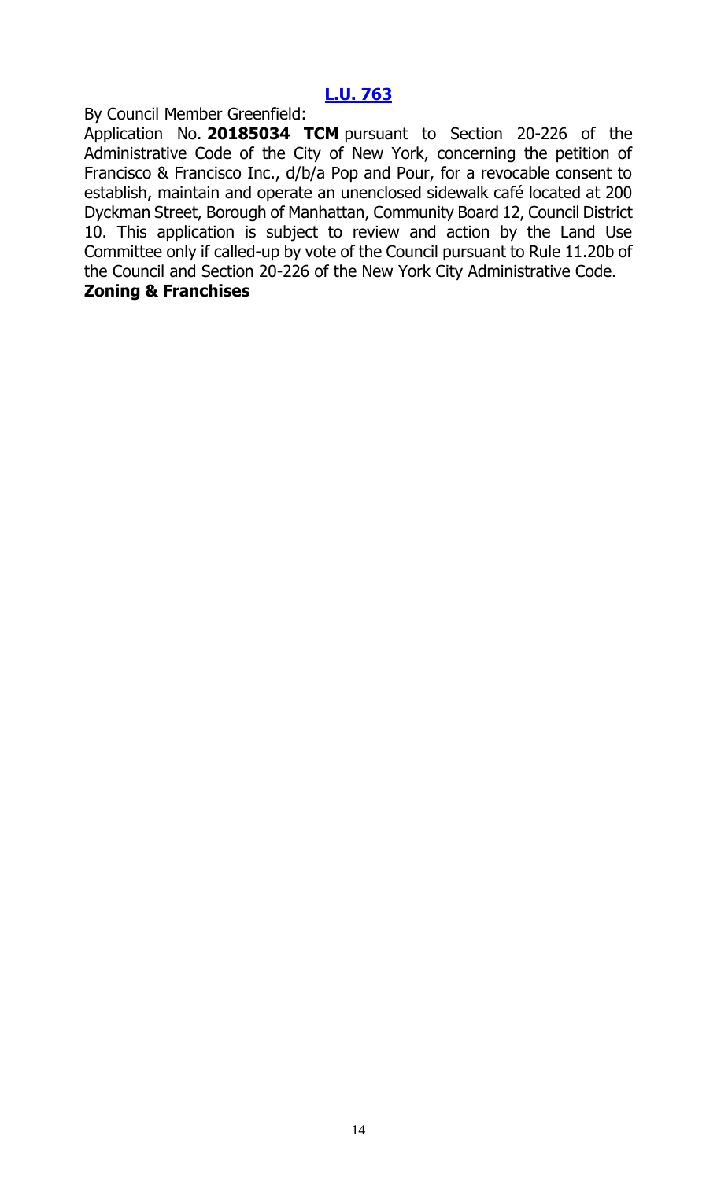**L.U. 763**

By Council Member Greenfield:

Application No. **20185034 TCM** pursuant to Section 20-226 of the Administrative Code of the City of New York, concerning the petition of Francisco & Francisco Inc., d/b/a Pop and Pour, for a revocable consent to establish, maintain and operate an unenclosed sidewalk café located at 200 Dyckman Street, Borough of Manhattan, Community Board 12, Council District 10. This application is subject to review and action by the Land Use Committee only if called-up by vote of the Council pursuant to Rule 11.20b of the Council and Section 20-226 of the New York City Administrative Code.

**Zoning & Franchises**